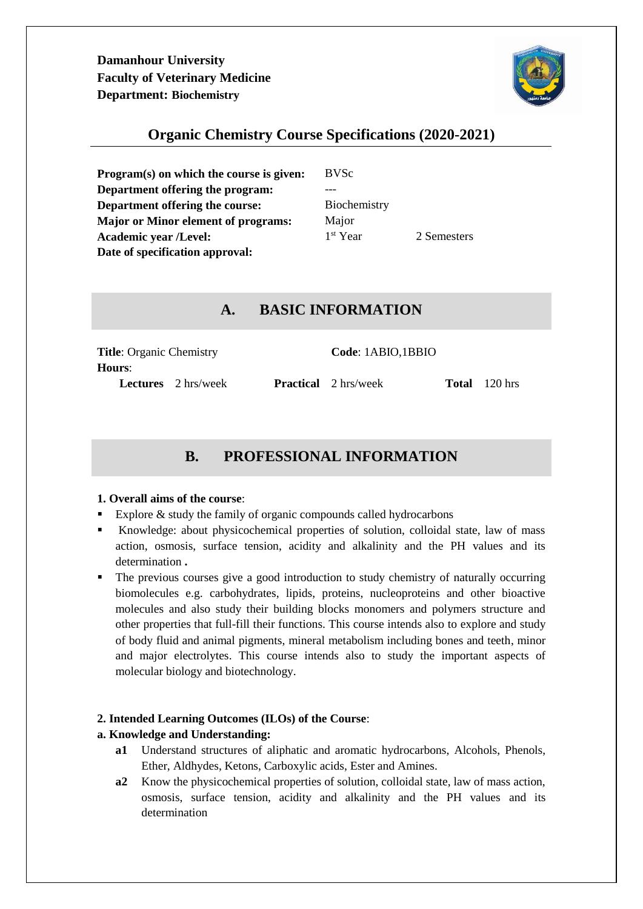**Damanhour University**
**Faculty of Veterinary Medicine**
**Department: Biochemistry**

## Organic Chemistry Course Specifications (2020-2021)

| | | |
|---|---|---|
| **Program(s) on which the course is given:** | BVSc | |
| **Department offering the program:** | --- | |
| **Department offering the course:** | Biochemistry | |
| **Major or Minor element of programs:** | Major | |
| **Academic year /Level:** | 1st Year | 2 Semesters |
| **Date of specification approval:** | | |

## A. BASIC INFORMATION

**Title**: Organic Chemistry **Code**: 1ABIO,1BBIO

**Hours**:

**Lectures** 2 hrs/week **Practical** 2 hrs/week **Total** 120 hrs

## B. PROFESSIONAL INFORMATION

**1. Overall aims of the course**:

- Explore & study the family of organic compounds called hydrocarbons
- Knowledge: about physicochemical properties of solution, colloidal state, law of mass action, osmosis, surface tension, acidity and alkalinity and the PH values and its determination **.**
- The previous courses give a good introduction to study chemistry of naturally occurring biomolecules e.g. carbohydrates, lipids, proteins, nucleoproteins and other bioactive molecules and also study their building blocks monomers and polymers structure and other properties that full-fill their functions. This course intends also to explore and study of body fluid and animal pigments, mineral metabolism including bones and teeth, minor and major electrolytes. This course intends also to study the important aspects of molecular biology and biotechnology.

**2. Intended Learning Outcomes (ILOs) of the Course**:

**a. Knowledge and Understanding:**

- **a1** Understand structures of aliphatic and aromatic hydrocarbons, Alcohols, Phenols, Ether, Aldhydes, Ketons, Carboxylic acids, Ester and Amines.
- **a2** Know the physicochemical properties of solution, colloidal state, law of mass action, osmosis, surface tension, acidity and alkalinity and the PH values and its determination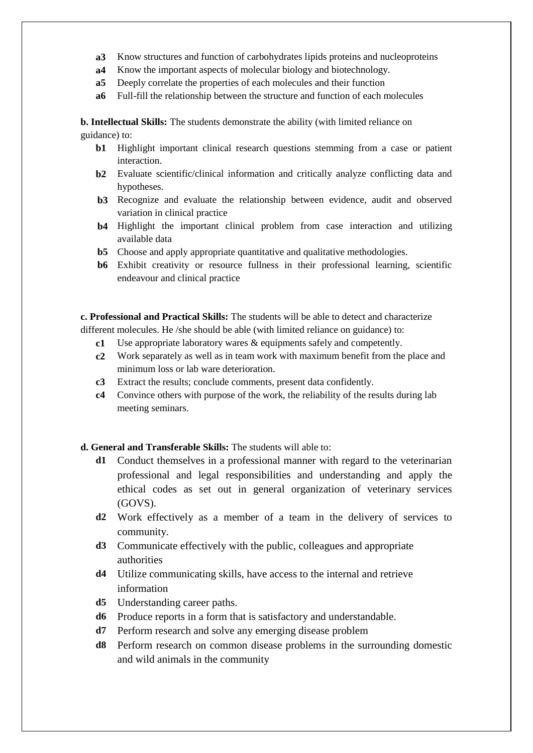- **a3** Know structures and function of carbohydrates lipids proteins and nucleoproteins
- **a4** Know the important aspects of molecular biology and biotechnology.
- **a5** Deeply correlate the properties of each molecules and their function
- **a6** Full-fill the relationship between the structure and function of each molecules

**b. Intellectual Skills:** The students demonstrate the ability (with limited reliance on guidance) to:

- **b1** Highlight important clinical research questions stemming from a case or patient interaction.
- **b2** Evaluate scientific/clinical information and critically analyze conflicting data and hypotheses.
- **b3** Recognize and evaluate the relationship between evidence, audit and observed variation in clinical practice
- **b4** Highlight the important clinical problem from case interaction and utilizing available data
- **b5** Choose and apply appropriate quantitative and qualitative methodologies.
- **b6** Exhibit creativity or resource fullness in their professional learning, scientific endeavour and clinical practice

**c. Professional and Practical Skills:** The students will be able to detect and characterize different molecules. He /she should be able (with limited reliance on guidance) to:

- **c1** Use appropriate laboratory wares & equipments safely and competently.
- **c2** Work separately as well as in team work with maximum benefit from the place and minimum loss or lab ware deterioration.
- **c3** Extract the results; conclude comments, present data confidently.
- **c4** Convince others with purpose of the work, the reliability of the results during lab meeting seminars.

**d. General and Transferable Skills:** The students will able to:

- **d1** Conduct themselves in a professional manner with regard to the veterinarian professional and legal responsibilities and understanding and apply the ethical codes as set out in general organization of veterinary services (GOVS).
- **d2** Work effectively as a member of a team in the delivery of services to community.
- **d3** Communicate effectively with the public, colleagues and appropriate authorities
- **d4** Utilize communicating skills, have access to the internal and retrieve information
- **d5** Understanding career paths.
- **d6** Produce reports in a form that is satisfactory and understandable.
- **d7** Perform research and solve any emerging disease problem
- **d8** Perform research on common disease problems in the surrounding domestic and wild animals in the community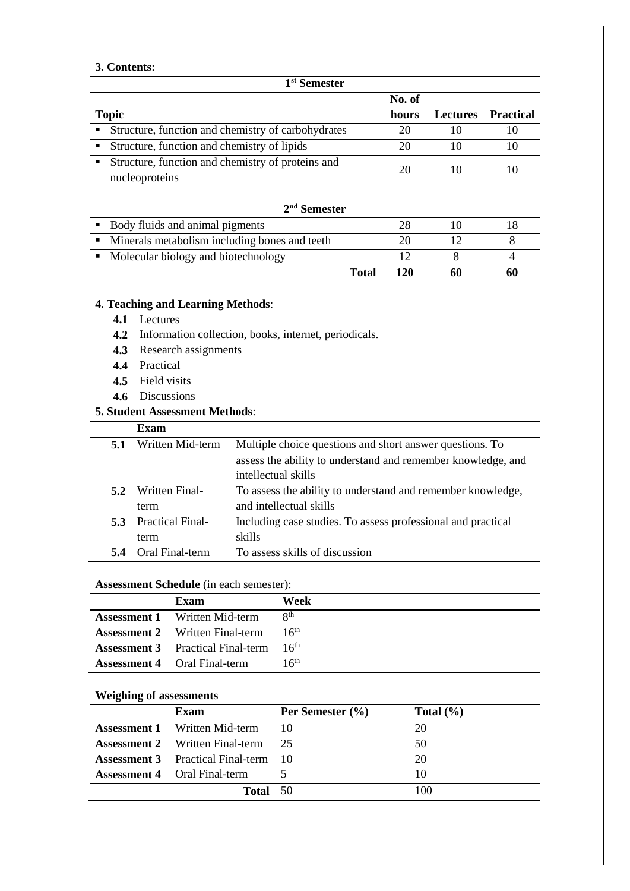**3. Contents**:

| Topic | No. of hours | Lectures | Practical |
|---|---|---|---|
| **1st Semester** | | | |
| ▪ Structure, function and chemistry of carbohydrates | 20 | 10 | 10 |
| ▪ Structure, function and chemistry of lipids | 20 | 10 | 10 |
| ▪ Structure, function and chemistry of proteins and nucleoproteins | 20 | 10 | 10 |
| **2nd Semester** | | | |
| ▪ Body fluids and animal pigments | 28 | 10 | 18 |
| ▪ Minerals metabolism including bones and teeth | 20 | 12 | 8 |
| ▪ Molecular biology and biotechnology | 12 | 8 | 4 |
| **Total** | **120** | **60** | **60** |

**4. Teaching and Learning Methods**:

- **4.1** Lectures
- **4.2** Information collection, books, internet, periodicals.
- **4.3** Research assignments
- **4.4** Practical
- **4.5** Field visits
- **4.6** Discussions

**5. Student Assessment Methods**:

| | Exam | |
|---|---|---|
| **5.1** | Written Mid-term | Multiple choice questions and short answer questions. To assess the ability to understand and remember knowledge, and intellectual skills |
| **5.2** | Written Final-term | To assess the ability to understand and remember knowledge, and intellectual skills |
| **5.3** | Practical Final-term | Including case studies. To assess professional and practical skills |
| **5.4** | Oral Final-term | To assess skills of discussion |

**Assessment Schedule** (in each semester):

| | Exam | Week |
|---|---|---|
| **Assessment 1** | Written Mid-term | 8th |
| **Assessment 2** | Written Final-term | 16th |
| **Assessment 3** | Practical Final-term | 16th |
| **Assessment 4** | Oral Final-term | 16th |

**Weighing of assessments**

| | Exam | Per Semester (%) | Total (%) |
|---|---|---|---|
| **Assessment 1** | Written Mid-term | 10 | 20 |
| **Assessment 2** | Written Final-term | 25 | 50 |
| **Assessment 3** | Practical Final-term | 10 | 20 |
| **Assessment 4** | Oral Final-term | 5 | 10 |
| | **Total** | 50 | 100 |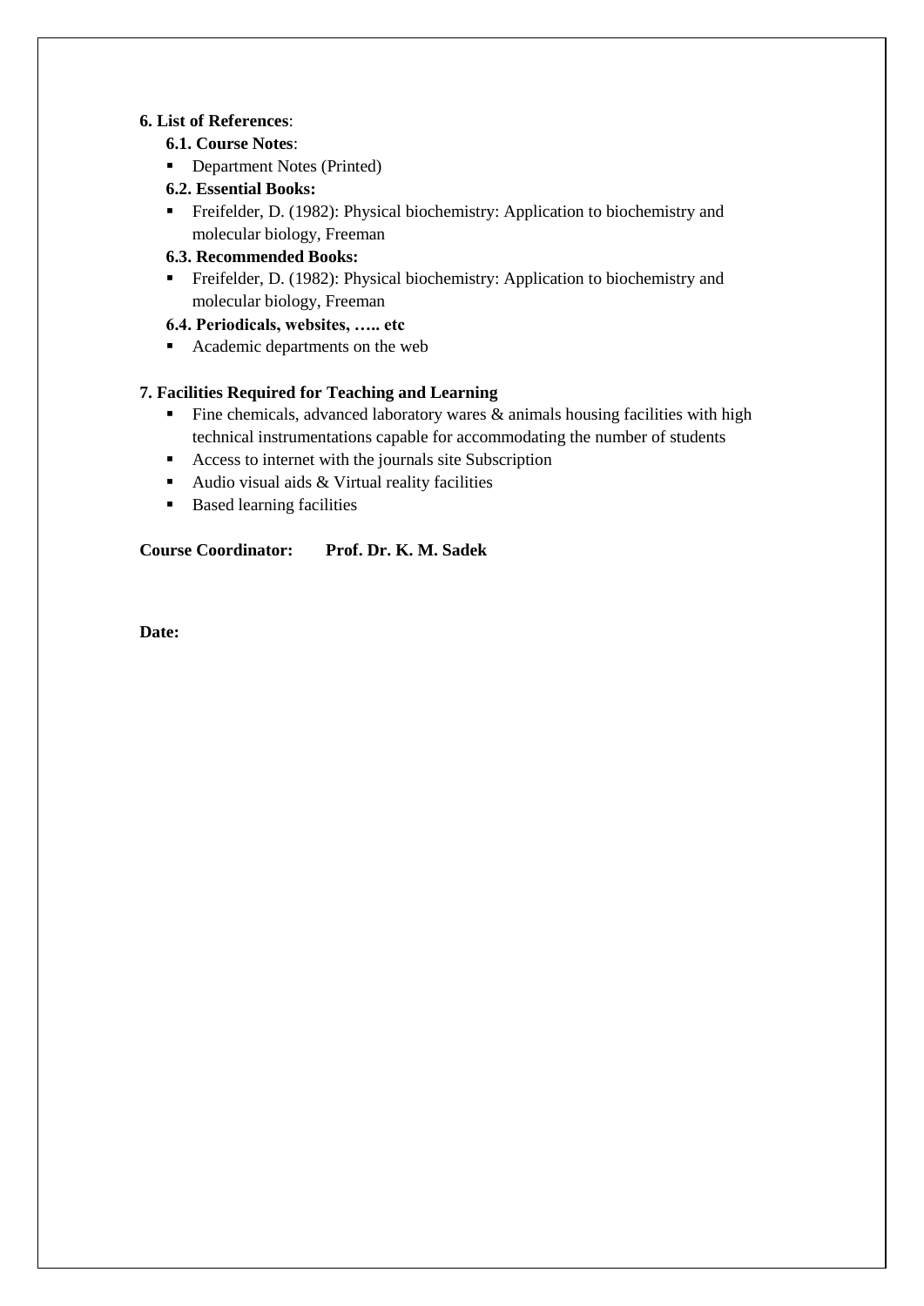**6. List of References**:

**6.1. Course Notes**:

- Department Notes (Printed)

**6.2. Essential Books:**

- Freifelder, D. (1982): Physical biochemistry: Application to biochemistry and molecular biology, Freeman

**6.3. Recommended Books:**

- Freifelder, D. (1982): Physical biochemistry: Application to biochemistry and molecular biology, Freeman

**6.4. Periodicals, websites, ….. etc**

- Academic departments on the web

**7. Facilities Required for Teaching and Learning**

- Fine chemicals, advanced laboratory wares & animals housing facilities with high technical instrumentations capable for accommodating the number of students
- Access to internet with the journals site Subscription
- Audio visual aids & Virtual reality facilities
- Based learning facilities

**Course Coordinator:** **Prof. Dr. K. M. Sadek**

**Date:**